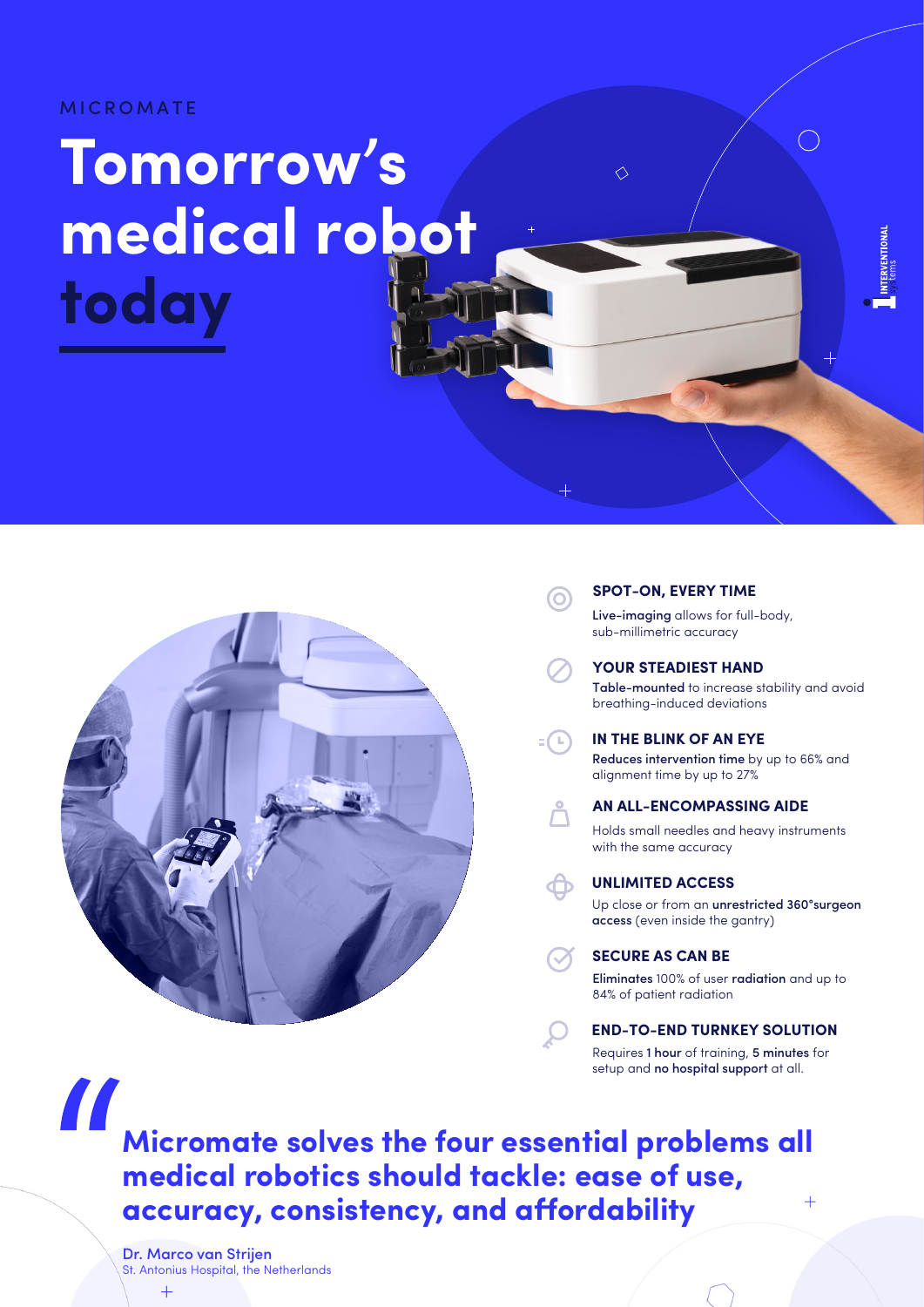MICROMATE

# Tomorrow's medical robot today

INTERVENTIONAL systems

### SPOT-ON, EVERY TIME

**Live-imaging** allows for full-body, sub-millimetric accuracy

### YOUR STEADIEST HAND

**Table-mounted** to increase stability and avoid breathing-induced deviations

### IN THE BLINK OF AN EYE

**Reduces intervention time** by up to 66% and alignment time by up to 27%

### AN ALL-ENCOMPASSING AIDE

Holds small needles and heavy instruments with the same accuracy

### UNLIMITED ACCESS

Up close or from an **unrestricted 360°surgeon access** (even inside the gantry)

### SECURE AS CAN BE

**Eliminates** 100% of user **radiation** and up to 84% of patient radiation

### END-TO-END TURNKEY SOLUTION

Requires **1 hour** of training, **5 minutes** for setup and **no hospital support** at all.

> **"Micromate solves the four essential problems all medical robotics should tackle: ease of use, accuracy, consistency, and affordability**
>
> Dr. Marco van Strijen
> St. Antonius Hospital, the Netherlands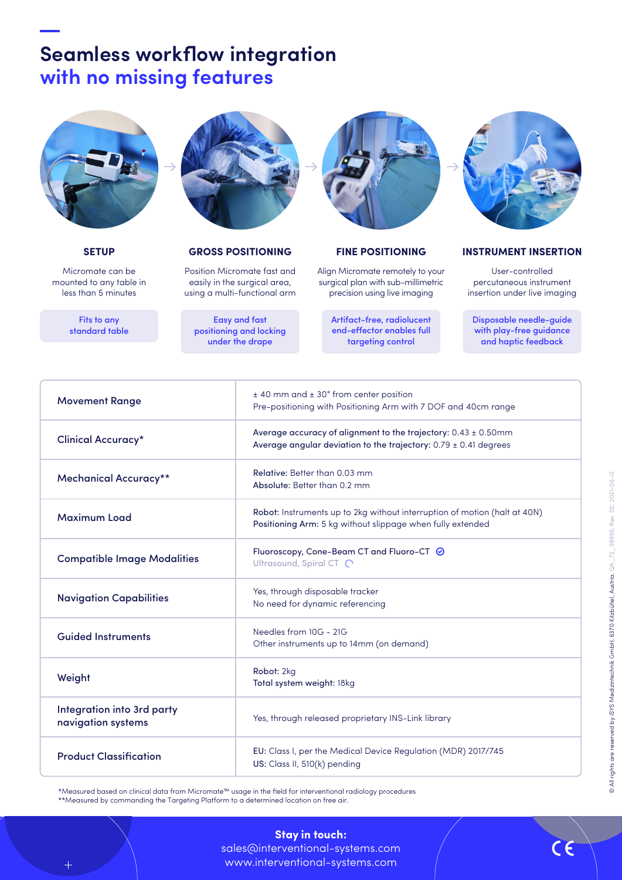# Seamless workflow integration
## with no missing features

### SETUP

Micromate can be mounted to any table in less than 5 minutes

**Fits to any standard table**

### GROSS POSITIONING

Position Micromate fast and easily in the surgical area, using a multi-functional arm

**Easy and fast positioning and locking under the drape**

### FINE POSITIONING

Align Micromate remotely to your surgical plan with sub-millimetric precision using live imaging

**Artifact-free, radiolucent end-effector enables full targeting control**

### INSTRUMENT INSERTION

User-controlled percutaneous instrument insertion under live imaging

**Disposable needle-guide with play-free guidance and haptic feedback**

| | |
|---|---|
| Movement Range | ± 40 mm and ± 30° from center position<br>Pre-positioning with Positioning Arm with 7 DOF and 40cm range |
| Clinical Accuracy* | Average accuracy of alignment to the trajectory: 0.43 ± 0.50mm<br>Average angular deviation to the trajectory: 0.79 ± 0.41 degrees |
| Mechanical Accuracy** | Relative: Better than 0.03 mm<br>Absolute: Better than 0.2 mm |
| Maximum Load | Robot: Instruments up to 2kg without interruption of motion (halt at 40N)<br>Positioning Arm: 5 kg without slippage when fully extended |
| Compatible Image Modalities | Fluoroscopy, Cone-Beam CT and Fluoro-CT ✓<br>Ultrasound, Spiral CT |
| Navigation Capabilities | Yes, through disposable tracker<br>No need for dynamic referencing |
| Guided Instruments | Needles from 10G - 21G<br>Other instruments up to 14mm (on demand) |
| Weight | Robot: 2kg<br>Total system weight: 18kg |
| Integration into 3rd party navigation systems | Yes, through released proprietary INS-Link library |
| Product Classification | EU: Class I, per the Medical Device Regulation (MDR) 2017/745<br>US: Class II, 510(k) pending |

*Measured based on clinical data from Micromate™ usage in the field for interventional radiology procedures
**Measured by commanding the Targeting Platform to a determined location on free air.

© All rights are reserved by iSYS Medizintechnik GmbH, 6370 Kitzbühel, Austria. QA_72_59995; Rev. 02; 2021-05-12

**Stay in touch:**
sales@interventional-systems.com
www.interventional-systems.com